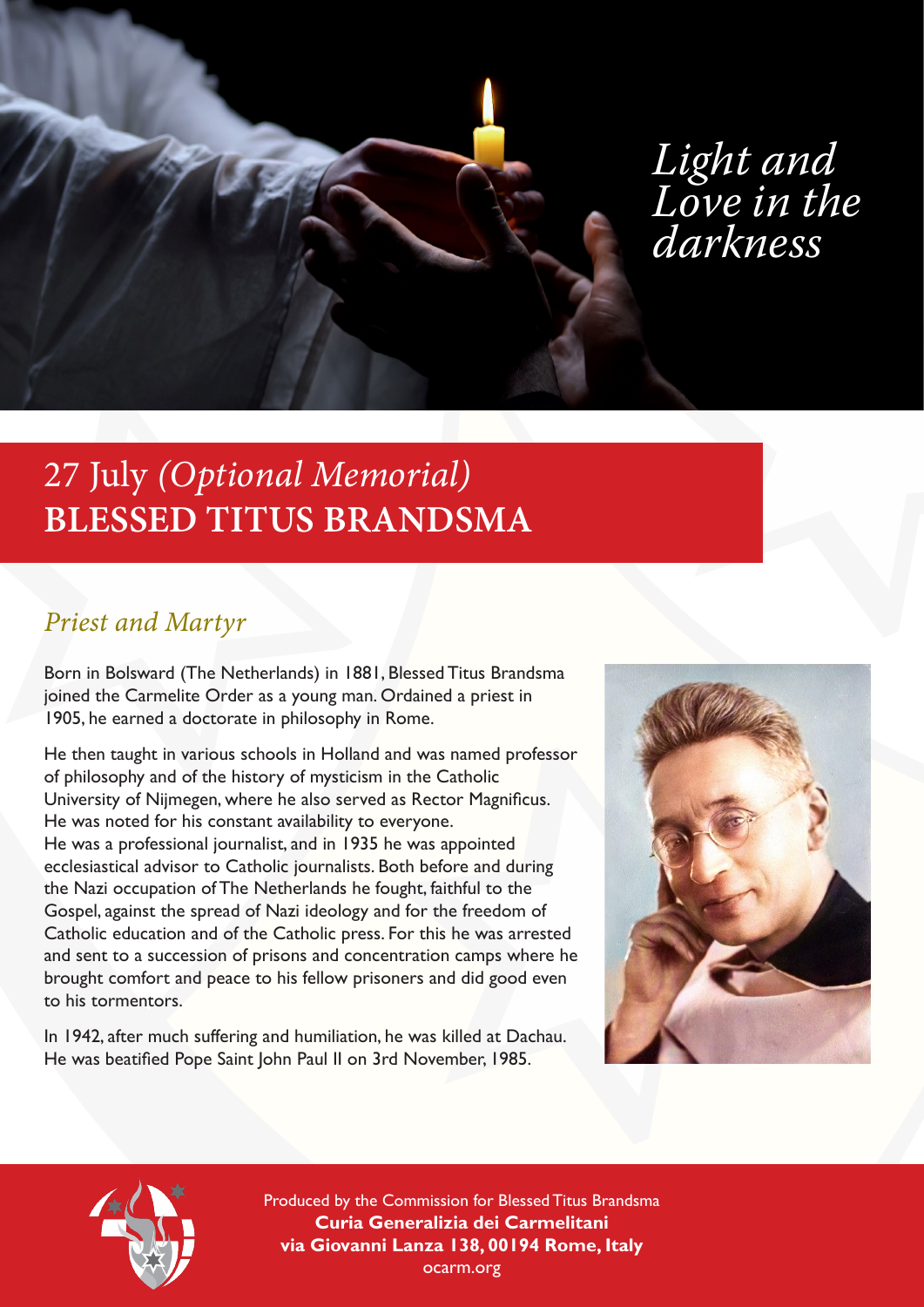*Light and Love in the darkness*

# 27 July *(Optional Memorial)* BLESSED TITUS BRANDSMA

## *Priest and Martyr*

Born in Bolsward (The Netherlands) in 1881, Blessed Titus Brandsma joined the Carmelite Order as a young man. Ordained a priest in 1905, he earned a doctorate in philosophy in Rome.

He then taught in various schools in Holland and was named professor of philosophy and of the history of mysticism in the Catholic University of Nijmegen, where he also served as Rector Magnificus. He was noted for his constant availability to everyone. He was a professional journalist, and in 1935 he was appointed ecclesiastical advisor to Catholic journalists. Both before and during the Nazi occupation of The Netherlands he fought, faithful to the Gospel, against the spread of Nazi ideology and for the freedom of Catholic education and of the Catholic press. For this he was arrested and sent to a succession of prisons and concentration camps where he brought comfort and peace to his fellow prisoners and did good even to his tormentors.

In 1942, after much suffering and humiliation, he was killed at Dachau. He was beatified Pope Saint John Paul II on 3rd November, 1985.

Produced by the Commission for Blessed Titus Brandsma
**Curia Generalizia dei Carmelitani**
**via Giovanni Lanza 138, 00194 Rome, Italy**
ocarm.org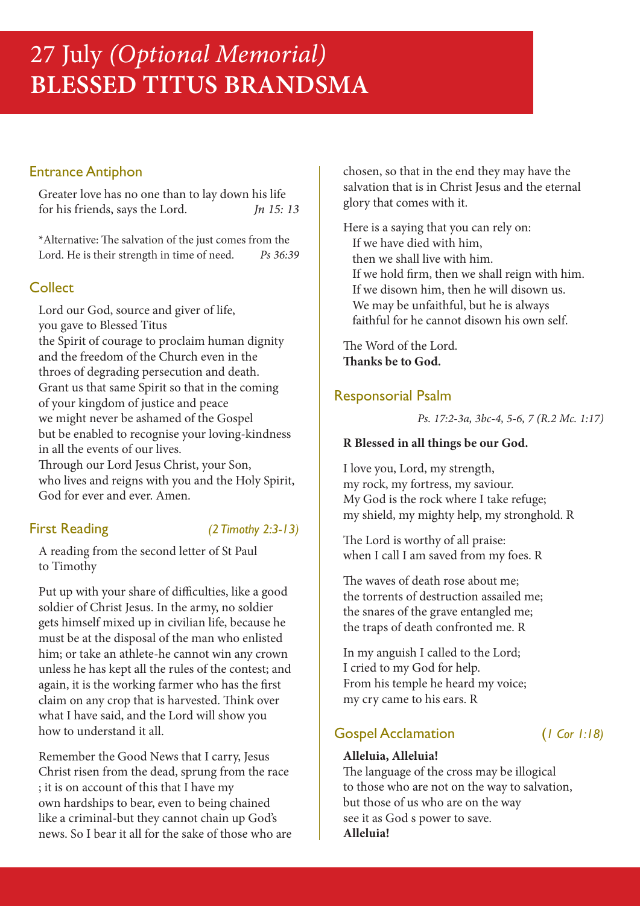# 27 July *(Optional Memorial)*
# BLESSED TITUS BRANDSMA

## Entrance Antiphon

Greater love has no one than to lay down his life for his friends, says the Lord. *Jn 15: 13*

*Alternative: The salvation of the just comes from the Lord. He is their strength in time of need. *Ps 36:39*

## Collect

Lord our God, source and giver of life,
you gave to Blessed Titus
the Spirit of courage to proclaim human dignity
and the freedom of the Church even in the throes of degrading persecution and death.
Grant us that same Spirit so that in the coming of your kingdom of justice and peace
we might never be ashamed of the Gospel
but be enabled to recognise your loving-kindness in all the events of our lives.
Through our Lord Jesus Christ, your Son,
who lives and reigns with you and the Holy Spirit,
God for ever and ever. Amen.

## First Reading *(2 Timothy 2:3-13)*

A reading from the second letter of St Paul to Timothy

Put up with your share of difficulties, like a good soldier of Christ Jesus. In the army, no soldier gets himself mixed up in civilian life, because he must be at the disposal of the man who enlisted him; or take an athlete-he cannot win any crown unless he has kept all the rules of the contest; and again, it is the working farmer who has the first claim on any crop that is harvested. Think over what I have said, and the Lord will show you how to understand it all.

Remember the Good News that I carry, Jesus Christ risen from the dead, sprung from the race ; it is on account of this that I have my own hardships to bear, even to being chained like a criminal-but they cannot chain up God's news. So I bear it all for the sake of those who are chosen, so that in the end they may have the salvation that is in Christ Jesus and the eternal glory that comes with it.

Here is a saying that you can rely on:
If we have died with him,
then we shall live with him.
If we hold firm, then we shall reign with him.
If we disown him, then he will disown us.
We may be unfaithful, but he is always faithful for he cannot disown his own self.

The Word of the Lord.
**Thanks be to God.**

## Responsorial Psalm

*Ps. 17:2-3a, 3bc-4, 5-6, 7 (R.2 Mc. 1:17)*

**R Blessed in all things be our God.**

I love you, Lord, my strength,
my rock, my fortress, my saviour.
My God is the rock where I take refuge;
my shield, my mighty help, my stronghold. R

The Lord is worthy of all praise:
when I call I am saved from my foes. R

The waves of death rose about me;
the torrents of destruction assailed me;
the snares of the grave entangled me;
the traps of death confronted me. R

In my anguish I called to the Lord;
I cried to my God for help.
From his temple he heard my voice;
my cry came to his ears. R

## Gospel Acclamation (*1 Cor 1:18)*

**Alleluia, Alleluia!**
The language of the cross may be illogical
to those who are not on the way to salvation,
but those of us who are on the way
see it as God s power to save.
**Alleluia!**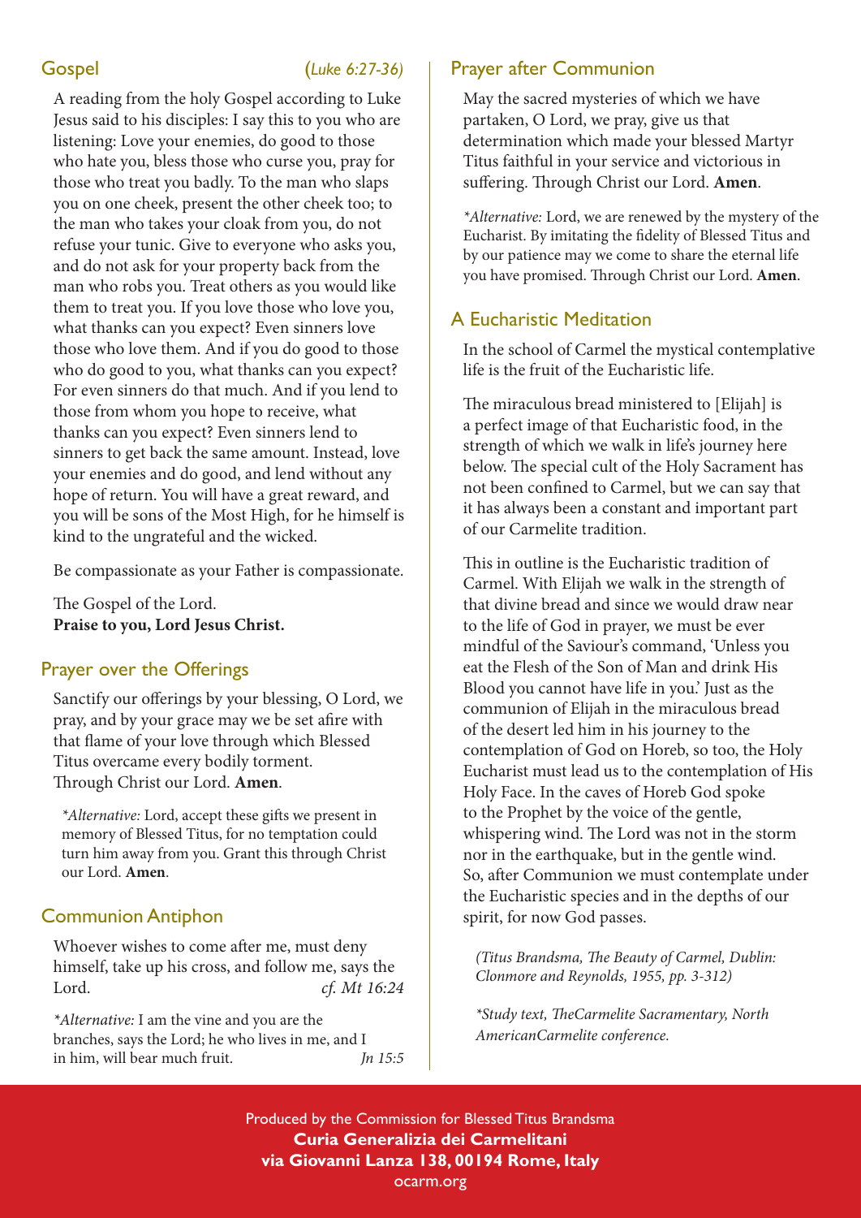## Gospel (*Luke 6:27-36*)

A reading from the holy Gospel according to Luke
Jesus said to his disciples: I say this to you who are listening: Love your enemies, do good to those who hate you, bless those who curse you, pray for those who treat you badly. To the man who slaps you on one cheek, present the other cheek too; to the man who takes your cloak from you, do not refuse your tunic. Give to everyone who asks you, and do not ask for your property back from the man who robs you. Treat others as you would like them to treat you. If you love those who love you, what thanks can you expect? Even sinners love those who love them. And if you do good to those who do good to you, what thanks can you expect? For even sinners do that much. And if you lend to those from whom you hope to receive, what thanks can you expect? Even sinners lend to sinners to get back the same amount. Instead, love your enemies and do good, and lend without any hope of return. You will have a great reward, and you will be sons of the Most High, for he himself is kind to the ungrateful and the wicked.

Be compassionate as your Father is compassionate.

The Gospel of the Lord.
**Praise to you, Lord Jesus Christ.**

## Prayer over the Offerings

Sanctify our offerings by your blessing, O Lord, we pray, and by your grace may we be set afire with that flame of your love through which Blessed Titus overcame every bodily torment.
Through Christ our Lord. **Amen**.

*\*Alternative:* Lord, accept these gifts we present in memory of Blessed Titus, for no temptation could turn him away from you. Grant this through Christ our Lord. **Amen**.

## Communion Antiphon

Whoever wishes to come after me, must deny himself, take up his cross, and follow me, says the Lord. *cf. Mt 16:24*

*\*Alternative:* I am the vine and you are the branches, says the Lord; he who lives in me, and I in him, will bear much fruit. *Jn 15:5*

## Prayer after Communion

May the sacred mysteries of which we have partaken, O Lord, we pray, give us that determination which made your blessed Martyr Titus faithful in your service and victorious in suffering. Through Christ our Lord. **Amen**.

*\*Alternative:* Lord, we are renewed by the mystery of the Eucharist. By imitating the fidelity of Blessed Titus and by our patience may we come to share the eternal life you have promised. Through Christ our Lord. **Amen**.

## A Eucharistic Meditation

In the school of Carmel the mystical contemplative life is the fruit of the Eucharistic life.

The miraculous bread ministered to [Elijah] is a perfect image of that Eucharistic food, in the strength of which we walk in life's journey here below. The special cult of the Holy Sacrament has not been confined to Carmel, but we can say that it has always been a constant and important part of our Carmelite tradition.

This in outline is the Eucharistic tradition of Carmel. With Elijah we walk in the strength of that divine bread and since we would draw near to the life of God in prayer, we must be ever mindful of the Saviour's command, 'Unless you eat the Flesh of the Son of Man and drink His Blood you cannot have life in you.' Just as the communion of Elijah in the miraculous bread of the desert led him in his journey to the contemplation of God on Horeb, so too, the Holy Eucharist must lead us to the contemplation of His Holy Face. In the caves of Horeb God spoke to the Prophet by the voice of the gentle, whispering wind. The Lord was not in the storm nor in the earthquake, but in the gentle wind. So, after Communion we must contemplate under the Eucharistic species and in the depths of our spirit, for now God passes.

*(Titus Brandsma, The Beauty of Carmel, Dublin: Clonmore and Reynolds, 1955, pp. 3-312)*

*\*Study text, TheCarmelite Sacramentary, North AmericanCarmelite conference.*

Produced by the Commission for Blessed Titus Brandsma
**Curia Generalizia dei Carmelitani**
**via Giovanni Lanza 138, 00194 Rome, Italy**
ocarm.org